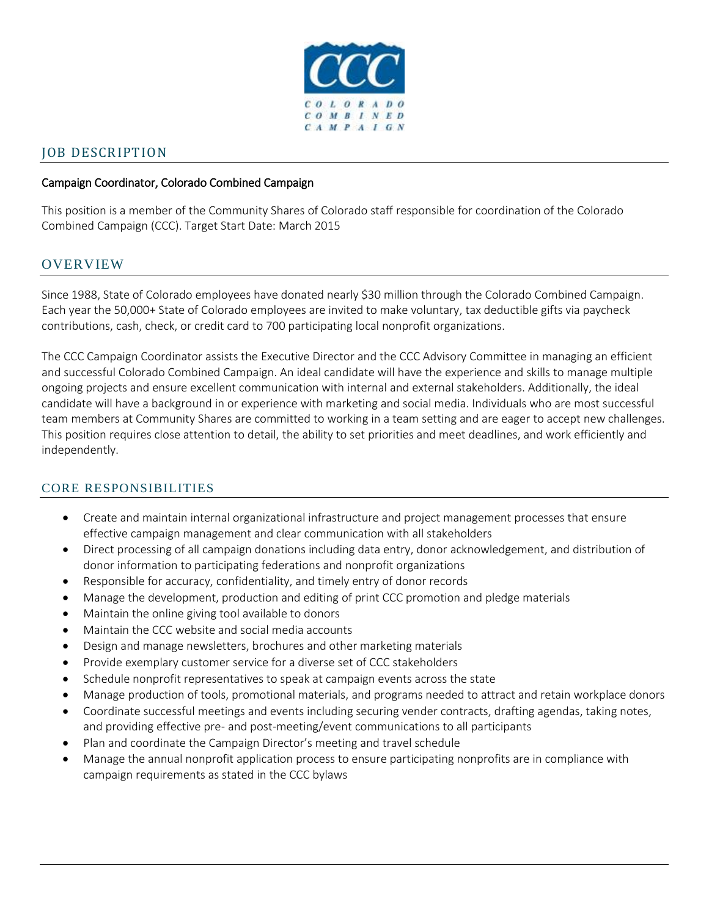## JOB DESCRIPTION

**Campaign Coordinator, Colorado Combined Campaign**

This position is a member of the Community Shares of Colorado staff responsible for coordination of the Colorado Combined Campaign (CCC). Target Start Date: March 2015

## OVERVIEW

Since 1988, State of Colorado employees have donated nearly $30 million through the Colorado Combined Campaign. Each year the 50,000+ State of Colorado employees are invited to make voluntary, tax deductible gifts via paycheck contributions, cash, check, or credit card to 700 participating local nonprofit organizations.

The CCC Campaign Coordinator assists the Executive Director and the CCC Advisory Committee in managing an efficient and successful Colorado Combined Campaign. An ideal candidate will have the experience and skills to manage multiple ongoing projects and ensure excellent communication with internal and external stakeholders. Additionally, the ideal candidate will have a background in or experience with marketing and social media. Individuals who are most successful team members at Community Shares are committed to working in a team setting and are eager to accept new challenges. This position requires close attention to detail, the ability to set priorities and meet deadlines, and work efficiently and independently.

## CORE RESPONSIBILITIES

- Create and maintain internal organizational infrastructure and project management processes that ensure effective campaign management and clear communication with all stakeholders
- Direct processing of all campaign donations including data entry, donor acknowledgement, and distribution of donor information to participating federations and nonprofit organizations
- Responsible for accuracy, confidentiality, and timely entry of donor records
- Manage the development, production and editing of print CCC promotion and pledge materials
- Maintain the online giving tool available to donors
- Maintain the CCC website and social media accounts
- Design and manage newsletters, brochures and other marketing materials
- Provide exemplary customer service for a diverse set of CCC stakeholders
- Schedule nonprofit representatives to speak at campaign events across the state
- Manage production of tools, promotional materials, and programs needed to attract and retain workplace donors
- Coordinate successful meetings and events including securing vender contracts, drafting agendas, taking notes, and providing effective pre- and post-meeting/event communications to all participants
- Plan and coordinate the Campaign Director's meeting and travel schedule
- Manage the annual nonprofit application process to ensure participating nonprofits are in compliance with campaign requirements as stated in the CCC bylaws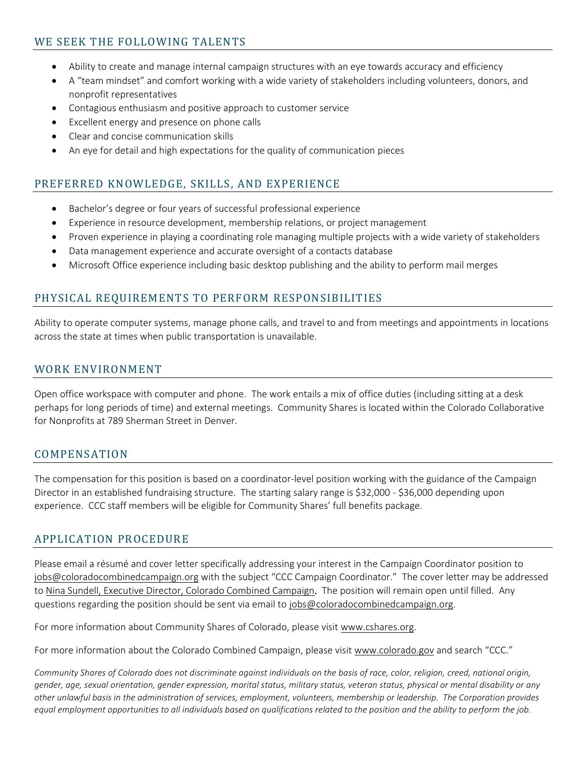## WE SEEK THE FOLLOWING TALENTS

- Ability to create and manage internal campaign structures with an eye towards accuracy and efficiency
- A "team mindset" and comfort working with a wide variety of stakeholders including volunteers, donors, and nonprofit representatives
- Contagious enthusiasm and positive approach to customer service
- Excellent energy and presence on phone calls
- Clear and concise communication skills
- An eye for detail and high expectations for the quality of communication pieces

## PREFERRED KNOWLEDGE, SKILLS, AND EXPERIENCE

- Bachelor's degree or four years of successful professional experience
- Experience in resource development, membership relations, or project management
- Proven experience in playing a coordinating role managing multiple projects with a wide variety of stakeholders
- Data management experience and accurate oversight of a contacts database
- Microsoft Office experience including basic desktop publishing and the ability to perform mail merges

## PHYSICAL REQUIREMENTS TO PERFORM RESPONSIBILITIES

Ability to operate computer systems, manage phone calls, and travel to and from meetings and appointments in locations across the state at times when public transportation is unavailable.

## WORK ENVIRONMENT

Open office workspace with computer and phone. The work entails a mix of office duties (including sitting at a desk perhaps for long periods of time) and external meetings. Community Shares is located within the Colorado Collaborative for Nonprofits at 789 Sherman Street in Denver.

## COMPENSATION

The compensation for this position is based on a coordinator-level position working with the guidance of the Campaign Director in an established fundraising structure. The starting salary range is $32,000 - $36,000 depending upon experience. CCC staff members will be eligible for Community Shares' full benefits package.

## APPLICATION PROCEDURE

Please email a résumé and cover letter specifically addressing your interest in the Campaign Coordinator position to jobs@coloradocombinedcampaign.org with the subject "CCC Campaign Coordinator." The cover letter may be addressed to Nina Sundell, Executive Director, Colorado Combined Campaign. The position will remain open until filled. Any questions regarding the position should be sent via email to jobs@coloradocombinedcampaign.org.

For more information about Community Shares of Colorado, please visit www.cshares.org.

For more information about the Colorado Combined Campaign, please visit www.colorado.gov and search "CCC."

*Community Shares of Colorado does not discriminate against individuals on the basis of race, color, religion, creed, national origin, gender, age, sexual orientation, gender expression, marital status, military status, veteran status, physical or mental disability or any other unlawful basis in the administration of services, employment, volunteers, membership or leadership. The Corporation provides equal employment opportunities to all individuals based on qualifications related to the position and the ability to perform the job.*